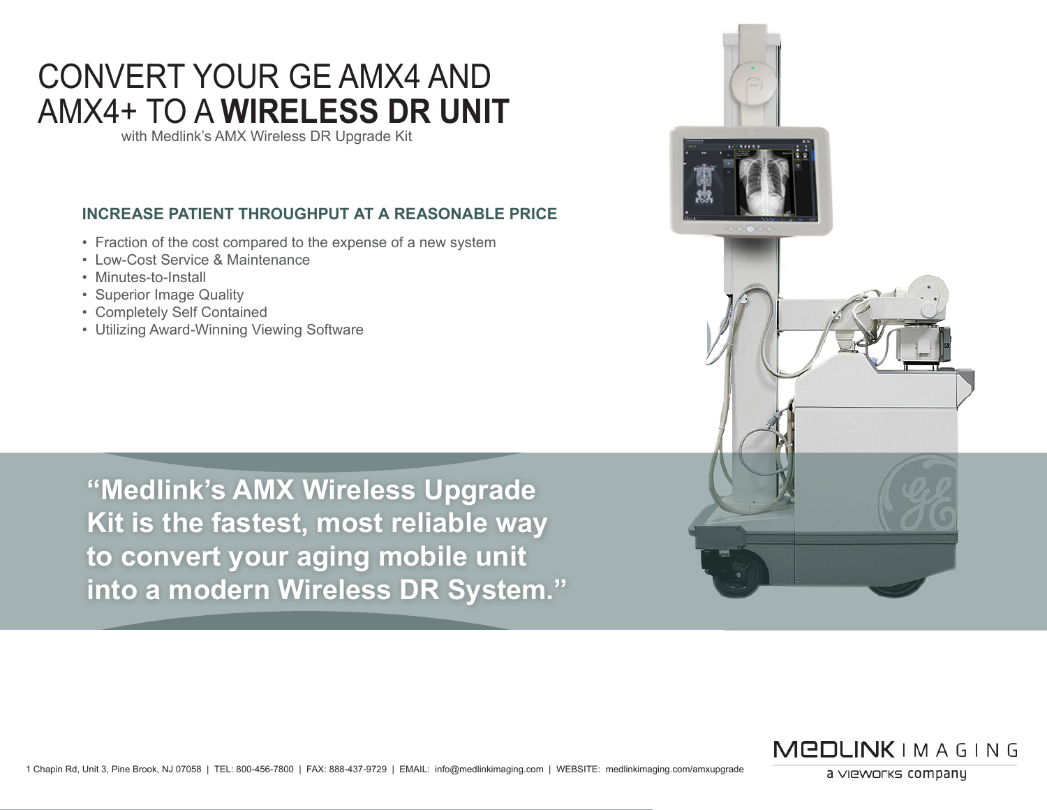# CONVERT YOUR GE AMX4 AND AMX4+ TO A **WIRELESS DR UNIT**

with Medlink's AMX Wireless DR Upgrade Kit

## INCREASE PATIENT THROUGHPUT AT A REASONABLE PRICE

- Fraction of the cost compared to the expense of a new system
- Low-Cost Service & Maintenance
- Minutes-to-Install
- Superior Image Quality
- Completely Self Contained
- Utilizing Award-Winning Viewing Software

**"Medlink's AMX Wireless Upgrade Kit is the fastest, most reliable way to convert your aging mobile unit into a modern Wireless DR System."**

1 Chapin Rd, Unit 3, Pine Brook, NJ 07058 | TEL: 800-456-7800 | FAX: 888-437-9729 | EMAIL: info@medlinkimaging.com | WEBSITE: medlinkimaging.com/amxupgrade

MEDLINK IMAGING
a vieworks company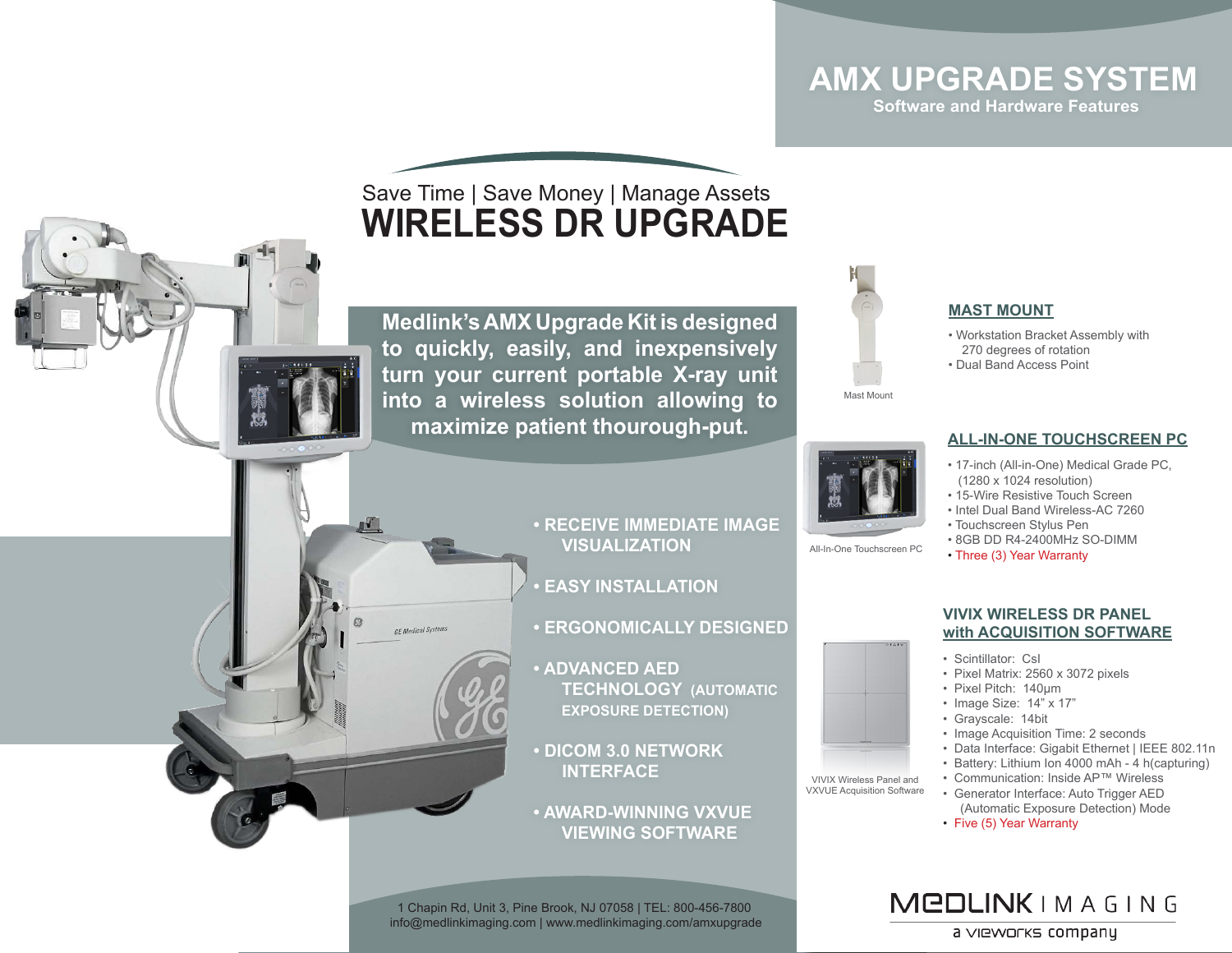# AMX UPGRADE SYSTEM

**Software and Hardware Features**

Save Time | Save Money | Manage Assets

# WIRELESS DR UPGRADE

**Medlink's AMX Upgrade Kit is designed to quickly, easily, and inexpensively turn your current portable X-ray unit into a wireless solution allowing to maximize patient thourough-put.**

- **RECEIVE IMMEDIATE IMAGE VISUALIZATION**
- **EASY INSTALLATION**
- **ERGONOMICALLY DESIGNED**
- **ADVANCED AED TECHNOLOGY (AUTOMATIC EXPOSURE DETECTION)**
- **DICOM 3.0 NETWORK INTERFACE**
- **AWARD-WINNING VXVUE VIEWING SOFTWARE**

GE Medical Systems

Mast Mount

## MAST MOUNT

- Workstation Bracket Assembly with 270 degrees of rotation
- Dual Band Access Point

All-In-One Touchscreen PC

## ALL-IN-ONE TOUCHSCREEN PC

- 17-inch (All-in-One) Medical Grade PC, (1280 x 1024 resolution)
- 15-Wire Resistive Touch Screen
- Intel Dual Band Wireless-AC 7260
- Touchscreen Stylus Pen
- 8GB DD R4-2400MHz SO-DIMM
- Three (3) Year Warranty

VIVIX Wireless Panel and VXVUE Acquisition Software

## VIVIX WIRELESS DR PANEL with ACQUISITION SOFTWARE

- Scintillator: CsI
- Pixel Matrix: 2560 x 3072 pixels
- Pixel Pitch: 140μm
- Image Size: 14" x 17"
- Grayscale: 14bit
- Image Acquisition Time: 2 seconds
- Data Interface: Gigabit Ethernet | IEEE 802.11n
- Battery: Lithium Ion 4000 mAh - 4 h(capturing)
- Communication: Inside AP™ Wireless
- Generator Interface: Auto Trigger AED (Automatic Exposure Detection) Mode
- Five (5) Year Warranty

1 Chapin Rd, Unit 3, Pine Brook, NJ 07058 | TEL: 800-456-7800
info@medlinkimaging.com | www.medlinkimaging.com/amxupgrade

MEDLINK IMAGING
a vieworks company